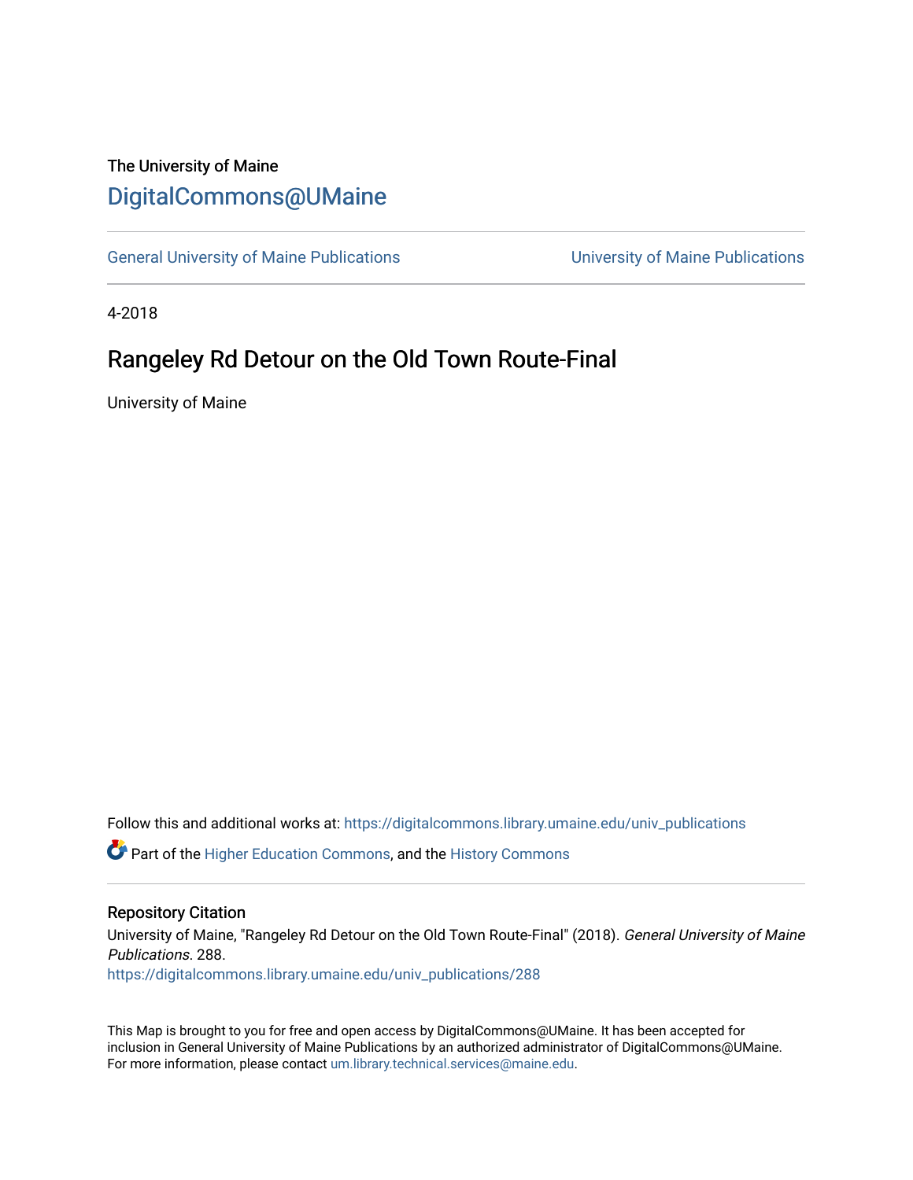The University of Maine

# DigitalCommons@UMaine

General University of Maine Publications | University of Maine Publications

4-2018

## Rangeley Rd Detour on the Old Town Route-Final

University of Maine

Follow this and additional works at: https://digitalcommons.library.umaine.edu/univ_publications

Part of the Higher Education Commons, and the History Commons

### Repository Citation

University of Maine, "Rangeley Rd Detour on the Old Town Route-Final" (2018). *General University of Maine Publications*. 288.
https://digitalcommons.library.umaine.edu/univ_publications/288

This Map is brought to you for free and open access by DigitalCommons@UMaine. It has been accepted for inclusion in General University of Maine Publications by an authorized administrator of DigitalCommons@UMaine. For more information, please contact um.library.technical.services@maine.edu.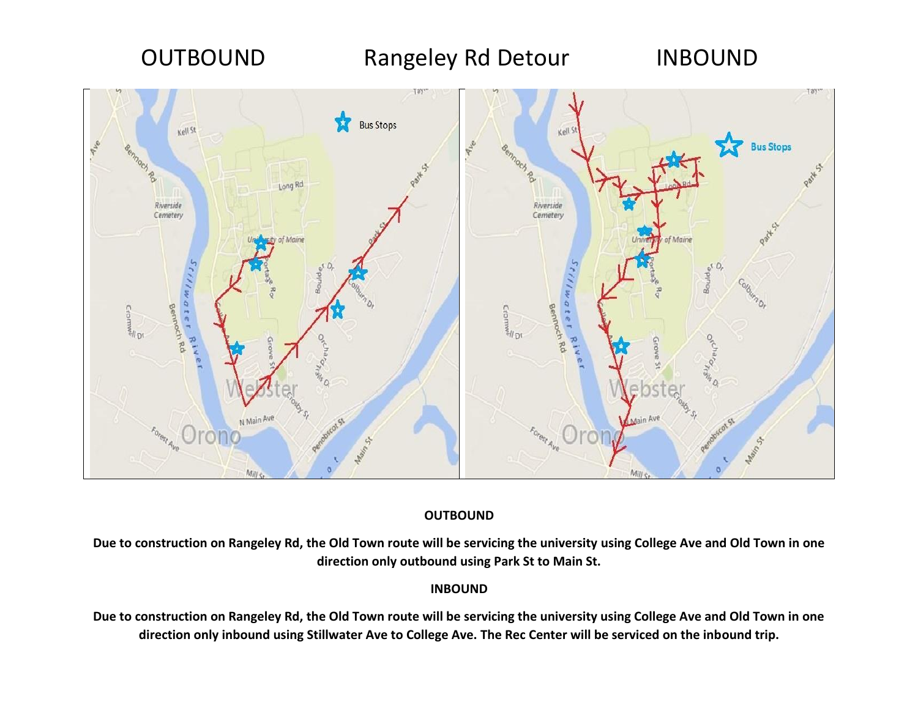OUTBOUND Rangeley Rd Detour INBOUND

**OUTBOUND**

**Due to construction on Rangeley Rd, the Old Town route will be servicing the university using College Ave and Old Town in one direction only outbound using Park St to Main St.**

**INBOUND**

**Due to construction on Rangeley Rd, the Old Town route will be servicing the university using College Ave and Old Town in one direction only inbound using Stillwater Ave to College Ave. The Rec Center will be serviced on the inbound trip.**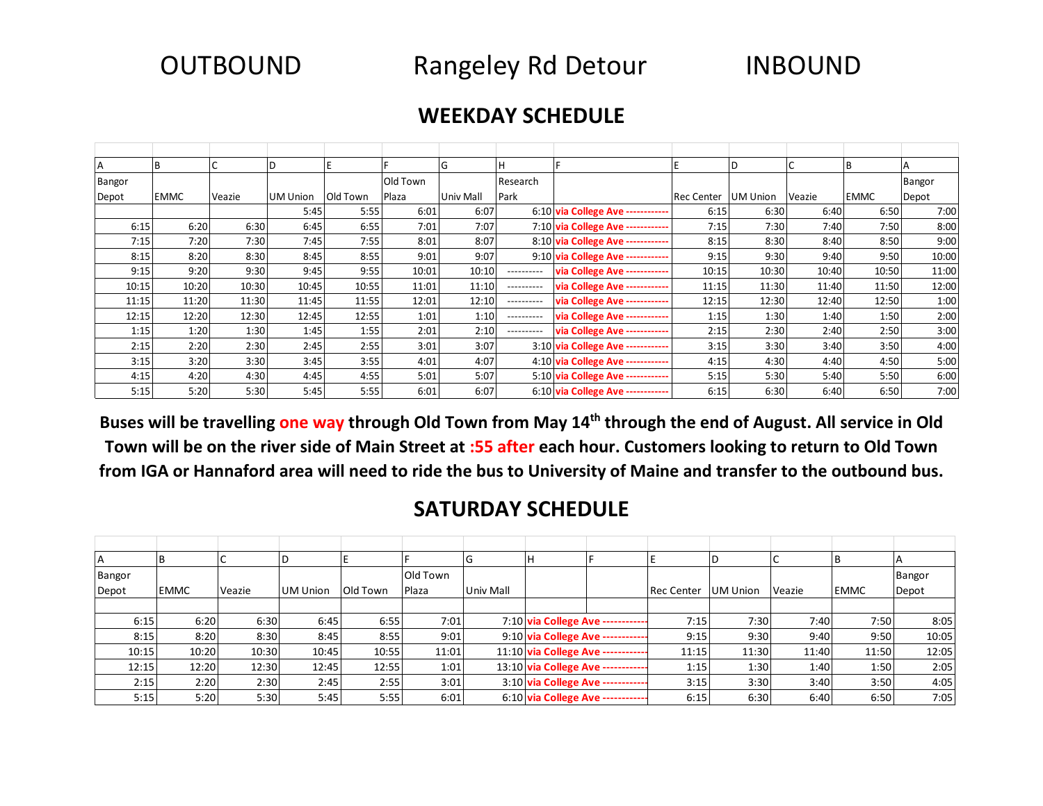OUTBOUND  Rangeley Rd Detour  INBOUND

## WEEKDAY SCHEDULE

| A | B | C | D | E | F | G | H | F | E | D | C | B | A |
|---|---|---|---|---|---|---|---|---|---|---|---|---|---|
| Bangor Depot | EMMC | Veazie | UM Union | Old Town | Old Town Plaza | Univ Mall | Research Park | | Rec Center | UM Union | Veazie | EMMC | Bangor Depot |
| | | | 5:45 | 5:55 | 6:01 | 6:07 | 6:10 | via College Ave ----------- | 6:15 | 6:30 | 6:40 | 6:50 | 7:00 |
| 6:15 | 6:20 | 6:30 | 6:45 | 6:55 | 7:01 | 7:07 | 7:10 | via College Ave ----------- | 7:15 | 7:30 | 7:40 | 7:50 | 8:00 |
| 7:15 | 7:20 | 7:30 | 7:45 | 7:55 | 8:01 | 8:07 | 8:10 | via College Ave ----------- | 8:15 | 8:30 | 8:40 | 8:50 | 9:00 |
| 8:15 | 8:20 | 8:30 | 8:45 | 8:55 | 9:01 | 9:07 | 9:10 | via College Ave ----------- | 9:15 | 9:30 | 9:40 | 9:50 | 10:00 |
| 9:15 | 9:20 | 9:30 | 9:45 | 9:55 | 10:01 | 10:10 | ---------- | via College Ave ----------- | 10:15 | 10:30 | 10:40 | 10:50 | 11:00 |
| 10:15 | 10:20 | 10:30 | 10:45 | 10:55 | 11:01 | 11:10 | ---------- | via College Ave ----------- | 11:15 | 11:30 | 11:40 | 11:50 | 12:00 |
| 11:15 | 11:20 | 11:30 | 11:45 | 11:55 | 12:01 | 12:10 | ---------- | via College Ave ----------- | 12:15 | 12:30 | 12:40 | 12:50 | 1:00 |
| 12:15 | 12:20 | 12:30 | 12:45 | 12:55 | 1:01 | 1:10 | ---------- | via College Ave ----------- | 1:15 | 1:30 | 1:40 | 1:50 | 2:00 |
| 1:15 | 1:20 | 1:30 | 1:45 | 1:55 | 2:01 | 2:10 | ---------- | via College Ave ----------- | 2:15 | 2:30 | 2:40 | 2:50 | 3:00 |
| 2:15 | 2:20 | 2:30 | 2:45 | 2:55 | 3:01 | 3:07 | 3:10 | via College Ave ----------- | 3:15 | 3:30 | 3:40 | 3:50 | 4:00 |
| 3:15 | 3:20 | 3:30 | 3:45 | 3:55 | 4:01 | 4:07 | 4:10 | via College Ave ----------- | 4:15 | 4:30 | 4:40 | 4:50 | 5:00 |
| 4:15 | 4:20 | 4:30 | 4:45 | 4:55 | 5:01 | 5:07 | 5:10 | via College Ave ----------- | 5:15 | 5:30 | 5:40 | 5:50 | 6:00 |
| 5:15 | 5:20 | 5:30 | 5:45 | 5:55 | 6:01 | 6:07 | 6:10 | via College Ave ----------- | 6:15 | 6:30 | 6:40 | 6:50 | 7:00 |

**Buses will be travelling one way through Old Town from May 14th through the end of August. All service in Old Town will be on the river side of Main Street at :55 after each hour. Customers looking to return to Old Town from IGA or Hannaford area will need to ride the bus to University of Maine and transfer to the outbound bus.**

## SATURDAY SCHEDULE

| A | B | C | D | E | F | G | H | F | E | D | C | B | A |
|---|---|---|---|---|---|---|---|---|---|---|---|---|---|
| Bangor Depot | EMMC | Veazie | UM Union | Old Town | Old Town Plaza | Univ Mall | | | Rec Center | UM Union | Veazie | EMMC | Bangor Depot |
| 6:15 | 6:20 | 6:30 | 6:45 | 6:55 | 7:01 | 7:10 | via College Ave ----------- | | 7:15 | 7:30 | 7:40 | 7:50 | 8:05 |
| 8:15 | 8:20 | 8:30 | 8:45 | 8:55 | 9:01 | 9:10 | via College Ave ----------- | | 9:15 | 9:30 | 9:40 | 9:50 | 10:05 |
| 10:15 | 10:20 | 10:30 | 10:45 | 10:55 | 11:01 | 11:10 | via College Ave ----------- | | 11:15 | 11:30 | 11:40 | 11:50 | 12:05 |
| 12:15 | 12:20 | 12:30 | 12:45 | 12:55 | 1:01 | 13:10 | via College Ave ----------- | | 1:15 | 1:30 | 1:40 | 1:50 | 2:05 |
| 2:15 | 2:20 | 2:30 | 2:45 | 2:55 | 3:01 | 3:10 | via College Ave ----------- | | 3:15 | 3:30 | 3:40 | 3:50 | 4:05 |
| 5:15 | 5:20 | 5:30 | 5:45 | 5:55 | 6:01 | 6:10 | via College Ave ----------- | | 6:15 | 6:30 | 6:40 | 6:50 | 7:05 |